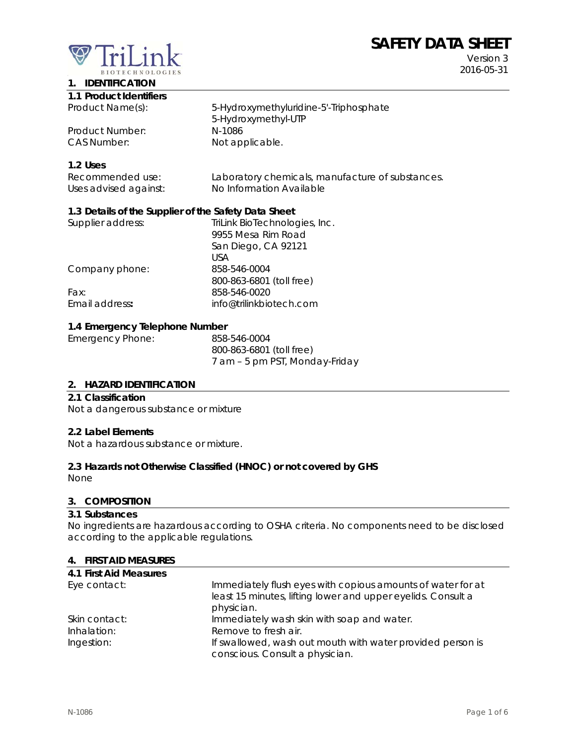TriLink BIOTECHNOLOGIES

# SAFETY DATA SHEET

Version 3
2016-05-31

## 1. IDENTIFICATION

### 1.1 Product Identifiers

| | |
|---|---|
| Product Name(s): | 5-Hydroxymethyluridine-5'-Triphosphate<br>5-Hydroxymethyl-UTP |
| Product Number: | N-1086 |
| CAS Number: | Not applicable. |

### 1.2 Uses

| | |
|---|---|
| Recommended use: | Laboratory chemicals, manufacture of substances. |
| Uses advised against: | No Information Available |

### 1.3 Details of the Supplier of the Safety Data Sheet

| | |
|---|---|
| Supplier address: | TriLink BioTechnologies, Inc.<br>9955 Mesa Rim Road<br>San Diego, CA 92121<br>USA |
| Company phone: | 858-546-0004<br>800-863-6801 (toll free) |
| Fax: | 858-546-0020 |
| Email address**:** | info@trilinkbiotech.com |

### 1.4 Emergency Telephone Number

| | |
|---|---|
| Emergency Phone: | 858-546-0004<br>800-863-6801 (toll free)<br>7 am – 5 pm PST, Monday-Friday |

## 2. HAZARD IDENTIFICATION

### 2.1 Classification

Not a dangerous substance or mixture

### 2.2 Label Elements

Not a hazardous substance or mixture.

### 2.3 Hazards not Otherwise Classified (HNOC) or not covered by GHS

None

## 3. COMPOSITION

### 3.1 Substances

No ingredients are hazardous according to OSHA criteria. No components need to be disclosed according to the applicable regulations.

## 4. FIRST AID MEASURES

### 4.1 First Aid Measures

| | |
|---|---|
| Eye contact: | Immediately flush eyes with copious amounts of water for at least 15 minutes, lifting lower and upper eyelids. Consult a physician. |
| Skin contact: | Immediately wash skin with soap and water. |
| Inhalation: | Remove to fresh air. |
| Ingestion: | If swallowed, wash out mouth with water provided person is conscious. Consult a physician. |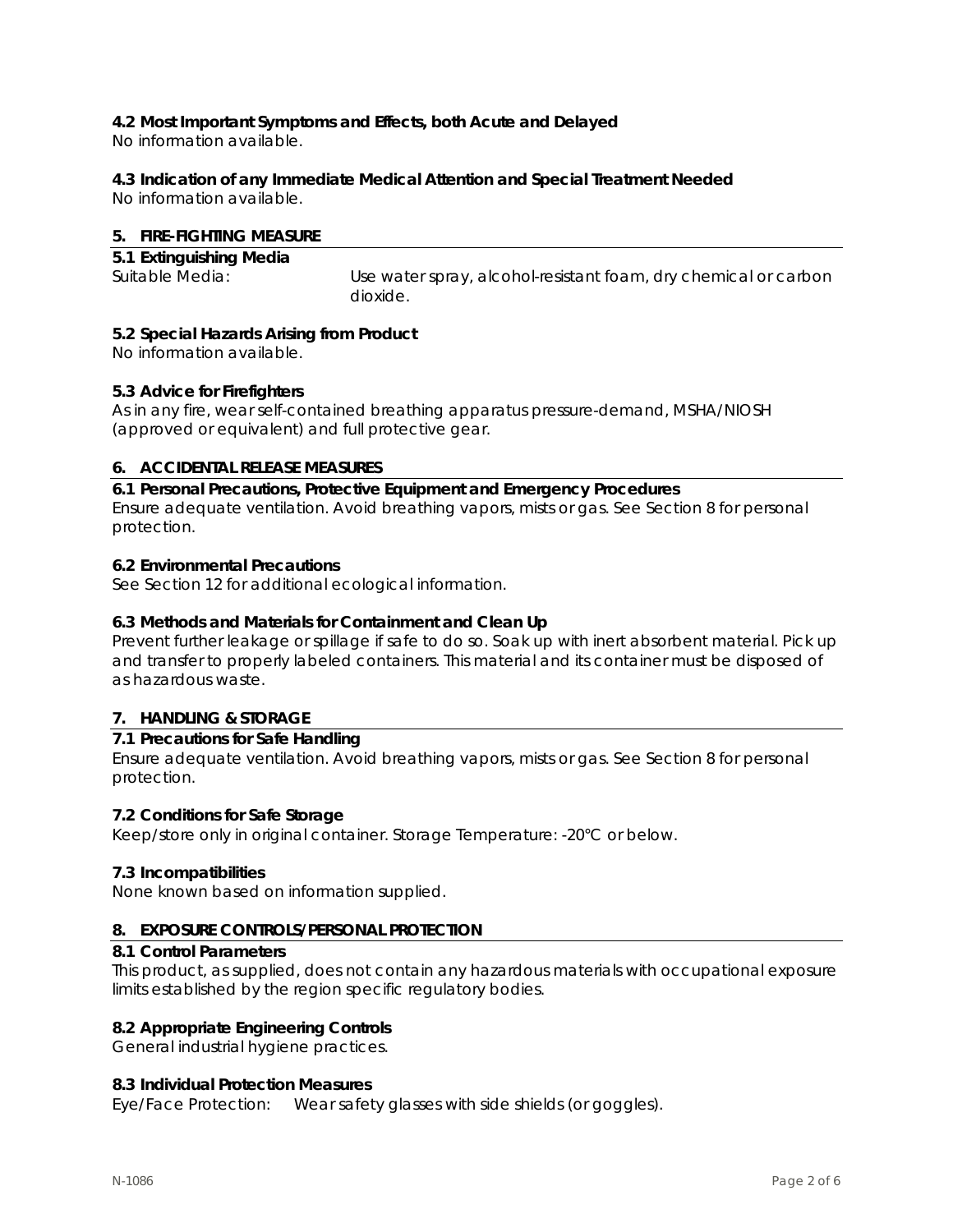### 4.2 Most Important Symptoms and Effects, both Acute and Delayed

No information available.

### 4.3 Indication of any Immediate Medical Attention and Special Treatment Needed

No information available.

## 5. FIRE-FIGHTING MEASURE

### 5.1 Extinguishing Media

Suitable Media: Use water spray, alcohol-resistant foam, dry chemical or carbon dioxide.

### 5.2 Special Hazards Arising from Product

No information available.

### 5.3 Advice for Firefighters

As in any fire, wear self-contained breathing apparatus pressure-demand, MSHA/NIOSH (approved or equivalent) and full protective gear.

## 6. ACCIDENTAL RELEASE MEASURES

### 6.1 Personal Precautions, Protective Equipment and Emergency Procedures

Ensure adequate ventilation. Avoid breathing vapors, mists or gas. See Section 8 for personal protection.

### 6.2 Environmental Precautions

See Section 12 for additional ecological information.

### 6.3 Methods and Materials for Containment and Clean Up

Prevent further leakage or spillage if safe to do so. Soak up with inert absorbent material. Pick up and transfer to properly labeled containers. This material and its container must be disposed of as hazardous waste.

## 7. HANDLING & STORAGE

### 7.1 Precautions for Safe Handling

Ensure adequate ventilation. Avoid breathing vapors, mists or gas. See Section 8 for personal protection.

### 7.2 Conditions for Safe Storage

Keep/store only in original container. Storage Temperature: -20°C or below.

### 7.3 Incompatibilities

None known based on information supplied.

## 8. EXPOSURE CONTROLS/PERSONAL PROTECTION

### 8.1 Control Parameters

This product, as supplied, does not contain any hazardous materials with occupational exposure limits established by the region specific regulatory bodies.

### 8.2 Appropriate Engineering Controls

General industrial hygiene practices.

### 8.3 Individual Protection Measures

Eye/Face Protection: Wear safety glasses with side shields (or goggles).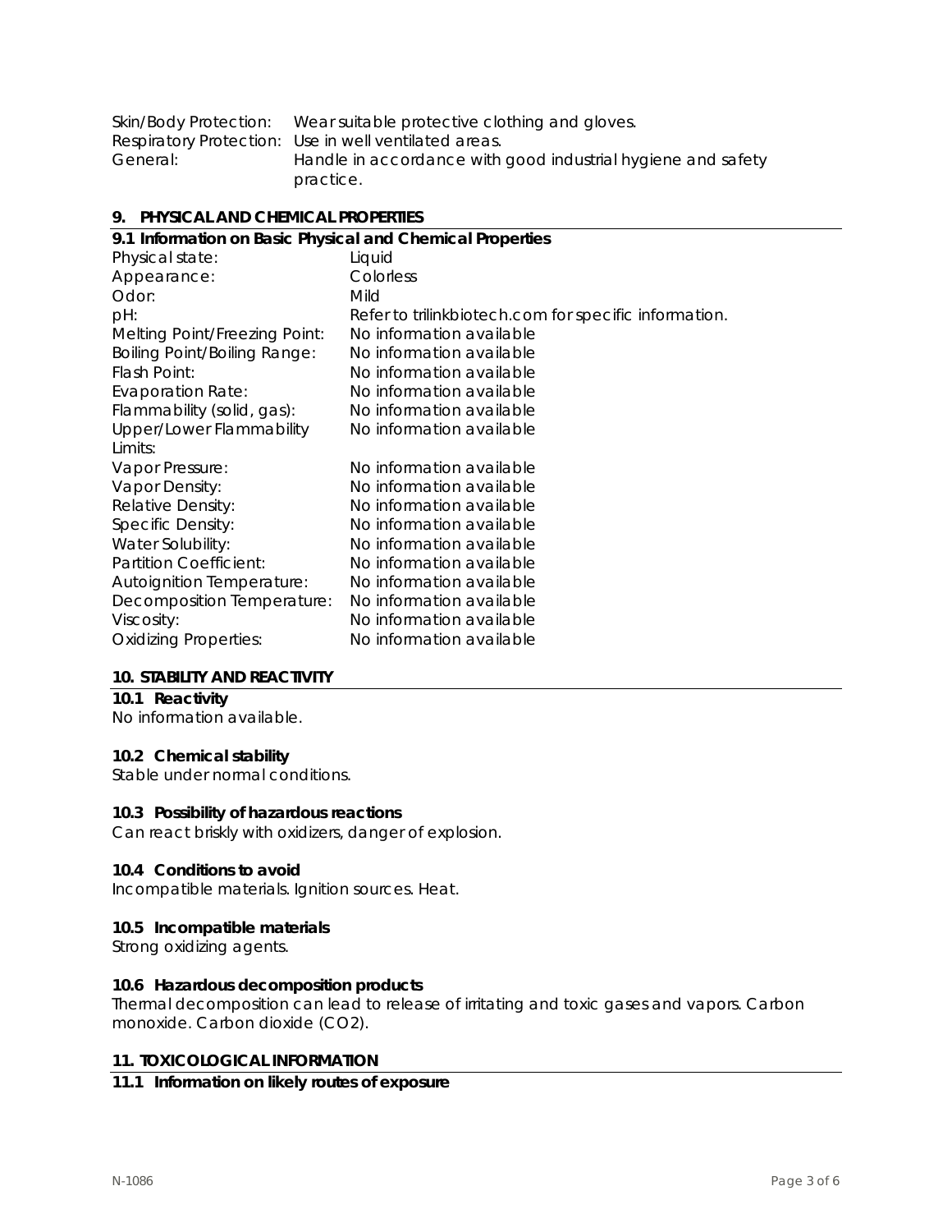| | |
|---|---|
| Skin/Body Protection: | Wear suitable protective clothing and gloves. |
| Respiratory Protection: | Use in well ventilated areas. |
| General: | Handle in accordance with good industrial hygiene and safety practice. |

## 9. PHYSICAL AND CHEMICAL PROPERTIES

### 9.1 Information on Basic Physical and Chemical Properties

| | |
|---|---|
| Physical state: | Liquid |
| Appearance: | Colorless |
| Odor: | Mild |
| pH: | Refer to trilinkbiotech.com for specific information. |
| Melting Point/Freezing Point: | No information available |
| Boiling Point/Boiling Range: | No information available |
| Flash Point: | No information available |
| Evaporation Rate: | No information available |
| Flammability (solid, gas): | No information available |
| Upper/Lower Flammability Limits: | No information available |
| Vapor Pressure: | No information available |
| Vapor Density: | No information available |
| Relative Density: | No information available |
| Specific Density: | No information available |
| Water Solubility: | No information available |
| Partition Coefficient: | No information available |
| Autoignition Temperature: | No information available |
| Decomposition Temperature: | No information available |
| Viscosity: | No information available |
| Oxidizing Properties: | No information available |

## 10. STABILITY AND REACTIVITY

### 10.1 Reactivity

No information available.

### 10.2 Chemical stability

Stable under normal conditions.

### 10.3 Possibility of hazardous reactions

Can react briskly with oxidizers, danger of explosion.

### 10.4 Conditions to avoid

Incompatible materials. Ignition sources. Heat.

### 10.5 Incompatible materials

Strong oxidizing agents.

### 10.6 Hazardous decomposition products

Thermal decomposition can lead to release of irritating and toxic gases and vapors. Carbon monoxide. Carbon dioxide ($CO_2$).

## 11. TOXICOLOGICAL INFORMATION

### 11.1 Information on likely routes of exposure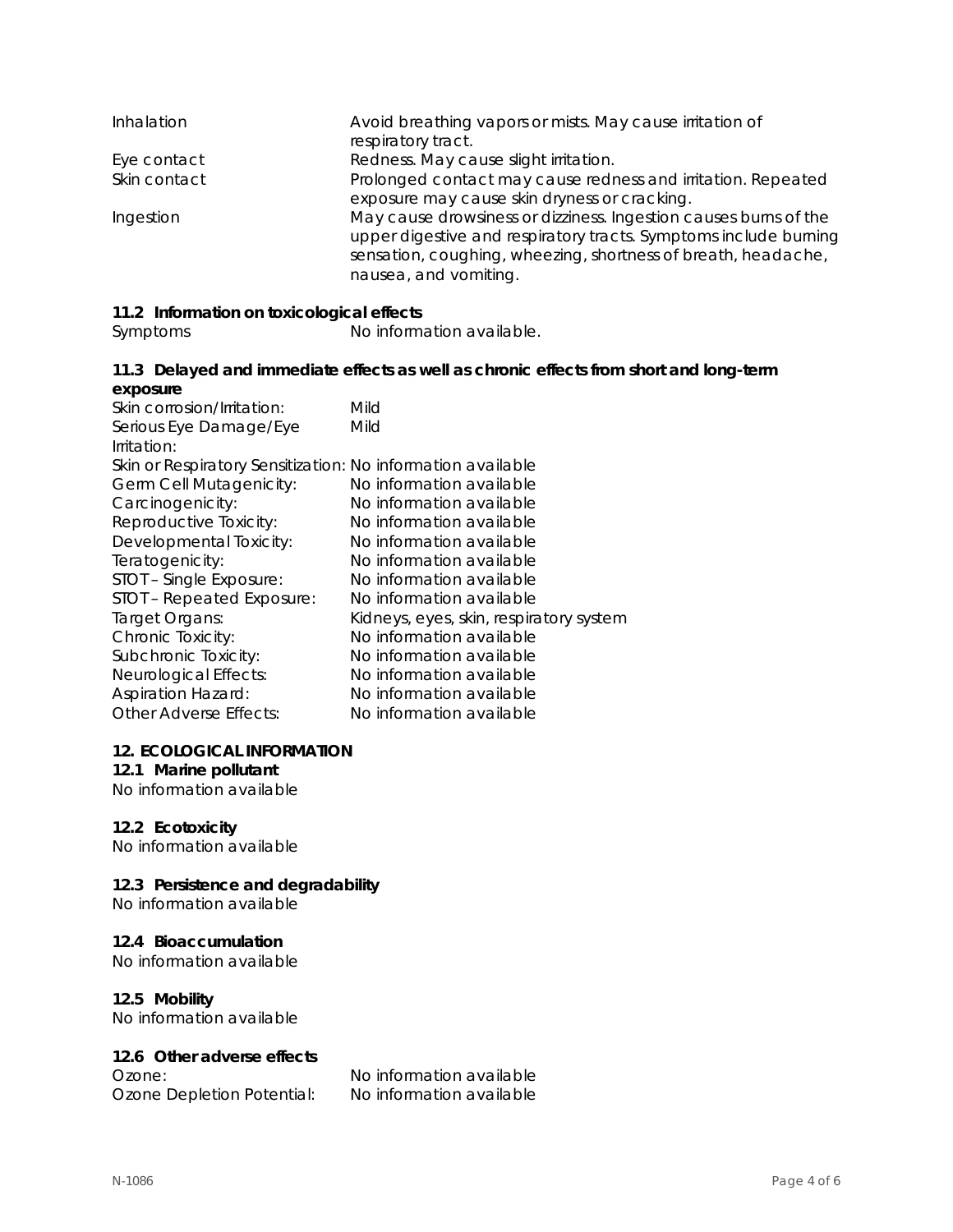| | |
|---|---|
| Inhalation | Avoid breathing vapors or mists. May cause irritation of respiratory tract. |
| Eye contact | Redness. May cause slight irritation. |
| Skin contact | Prolonged contact may cause redness and irritation. Repeated exposure may cause skin dryness or cracking. |
| Ingestion | May cause drowsiness or dizziness. Ingestion causes burns of the upper digestive and respiratory tracts. Symptoms include burning sensation, coughing, wheezing, shortness of breath, headache, nausea, and vomiting. |

### 11.2 Information on toxicological effects

Symptoms: No information available.

### 11.3 Delayed and immediate effects as well as chronic effects from short and long-term exposure

| | |
|---|---|
| Skin corrosion/Irritation: | Mild |
| Serious Eye Damage/Eye Irritation: | Mild |
| Skin or Respiratory Sensitization: | No information available |
| Germ Cell Mutagenicity: | No information available |
| Carcinogenicity: | No information available |
| Reproductive Toxicity: | No information available |
| Developmental Toxicity: | No information available |
| Teratogenicity: | No information available |
| STOT – Single Exposure: | No information available |
| STOT – Repeated Exposure: | No information available |
| Target Organs: | Kidneys, eyes, skin, respiratory system |
| Chronic Toxicity: | No information available |
| Subchronic Toxicity: | No information available |
| Neurological Effects: | No information available |
| Aspiration Hazard: | No information available |
| Other Adverse Effects: | No information available |

## 12. ECOLOGICAL INFORMATION

### 12.1 Marine pollutant

No information available

### 12.2 Ecotoxicity

No information available

### 12.3 Persistence and degradability

No information available

### 12.4 Bioaccumulation

No information available

### 12.5 Mobility

No information available

### 12.6 Other adverse effects

| | |
|---|---|
| Ozone: | No information available |
| Ozone Depletion Potential: | No information available |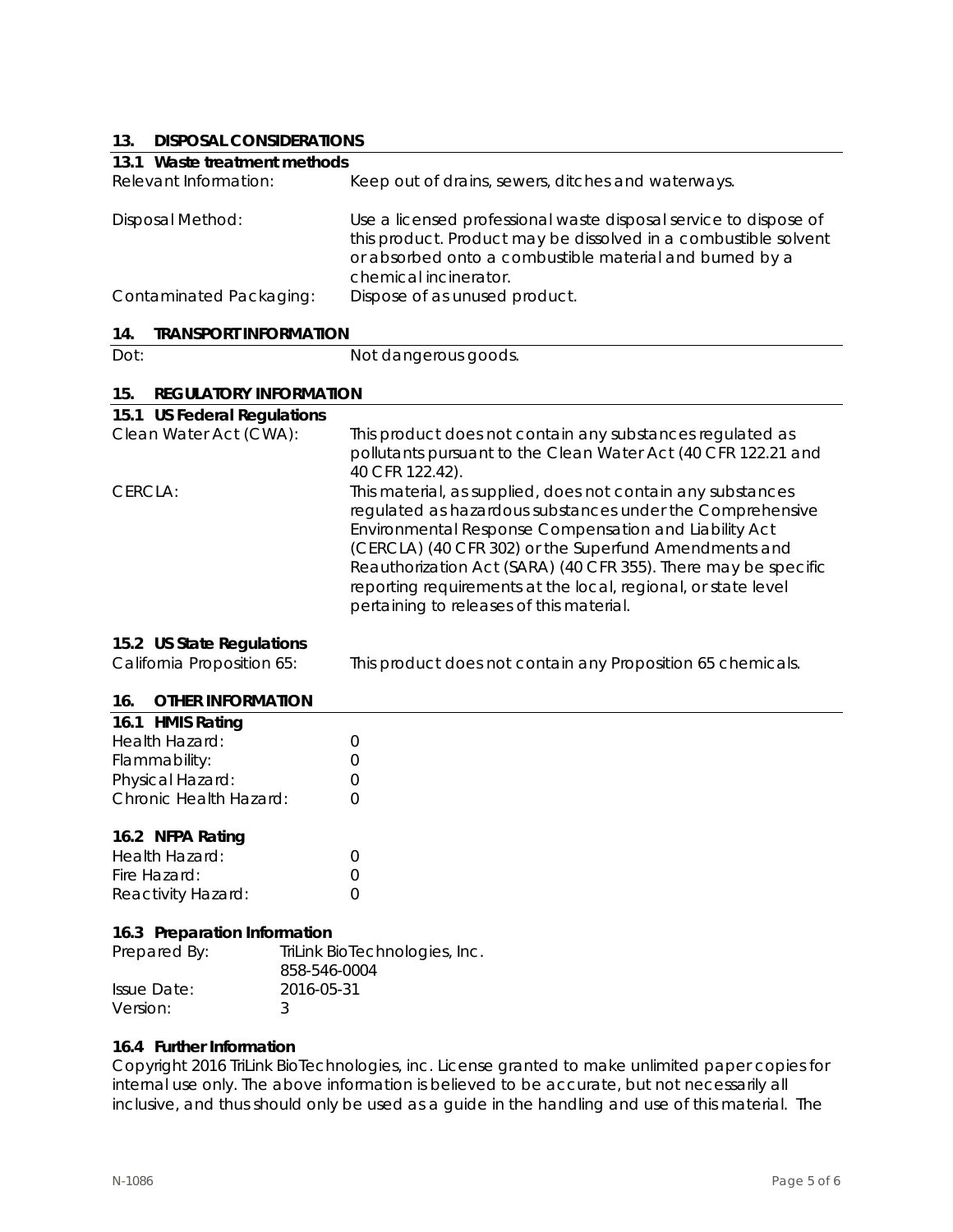## 13. DISPOSAL CONSIDERATIONS

### 13.1 Waste treatment methods

| | |
|---|---|
| Relevant Information: | Keep out of drains, sewers, ditches and waterways. |
| Disposal Method: | Use a licensed professional waste disposal service to dispose of this product. Product may be dissolved in a combustible solvent or absorbed onto a combustible material and burned by a chemical incinerator. |
| Contaminated Packaging: | Dispose of as unused product. |

## 14. TRANSPORT INFORMATION

| | |
|---|---|
| Dot: | Not dangerous goods. |

## 15. REGULATORY INFORMATION

### 15.1 US Federal Regulations

| | |
|---|---|
| Clean Water Act (CWA): | This product does not contain any substances regulated as pollutants pursuant to the Clean Water Act (40 CFR 122.21 and 40 CFR 122.42). |
| CERCLA: | This material, as supplied, does not contain any substances regulated as hazardous substances under the Comprehensive Environmental Response Compensation and Liability Act (CERCLA) (40 CFR 302) or the Superfund Amendments and Reauthorization Act (SARA) (40 CFR 355). There may be specific reporting requirements at the local, regional, or state level pertaining to releases of this material. |

### 15.2 US State Regulations

| | |
|---|---|
| California Proposition 65: | This product does not contain any Proposition 65 chemicals. |

## 16. OTHER INFORMATION

### 16.1 HMIS Rating

| | |
|---|---|
| Health Hazard: | 0 |
| Flammability: | 0 |
| Physical Hazard: | 0 |
| Chronic Health Hazard: | 0 |

### 16.2 NFPA Rating

| | |
|---|---|
| Health Hazard: | 0 |
| Fire Hazard: | 0 |
| Reactivity Hazard: | 0 |

### 16.3 Preparation Information

| | |
|---|---|
| Prepared By: | TriLink BioTechnologies, Inc.<br>858-546-0004 |
| Issue Date: | 2016-05-31 |
| Version: | 3 |

### 16.4 Further Information

Copyright 2016 TriLink BioTechnologies, inc. License granted to make unlimited paper copies for internal use only. The above information is believed to be accurate, but not necessarily all inclusive, and thus should only be used as a guide in the handling and use of this material. The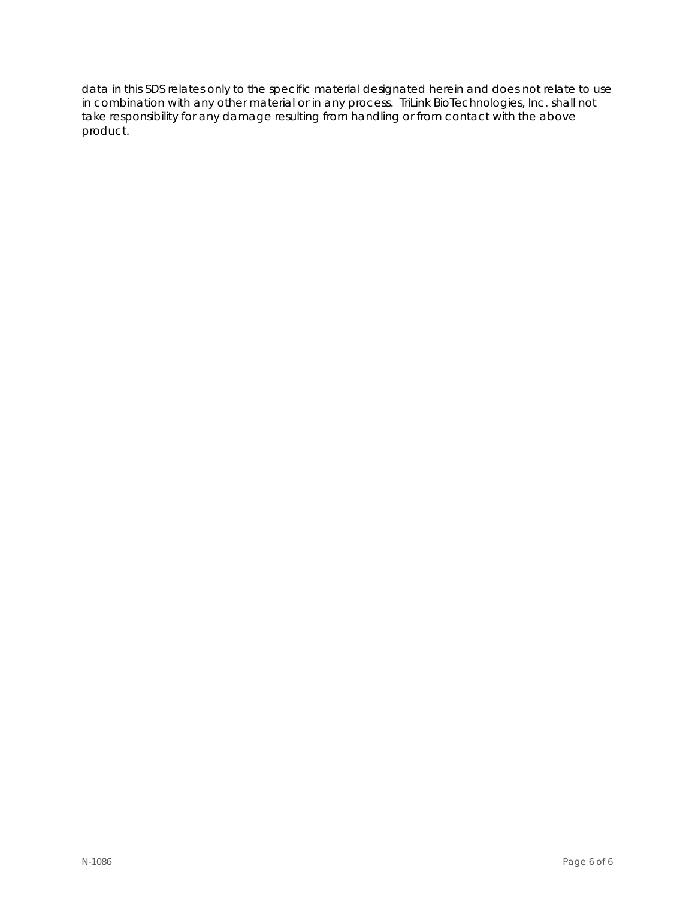data in this SDS relates only to the specific material designated herein and does not relate to use in combination with any other material or in any process. TriLink BioTechnologies, Inc. shall not take responsibility for any damage resulting from handling or from contact with the above product.